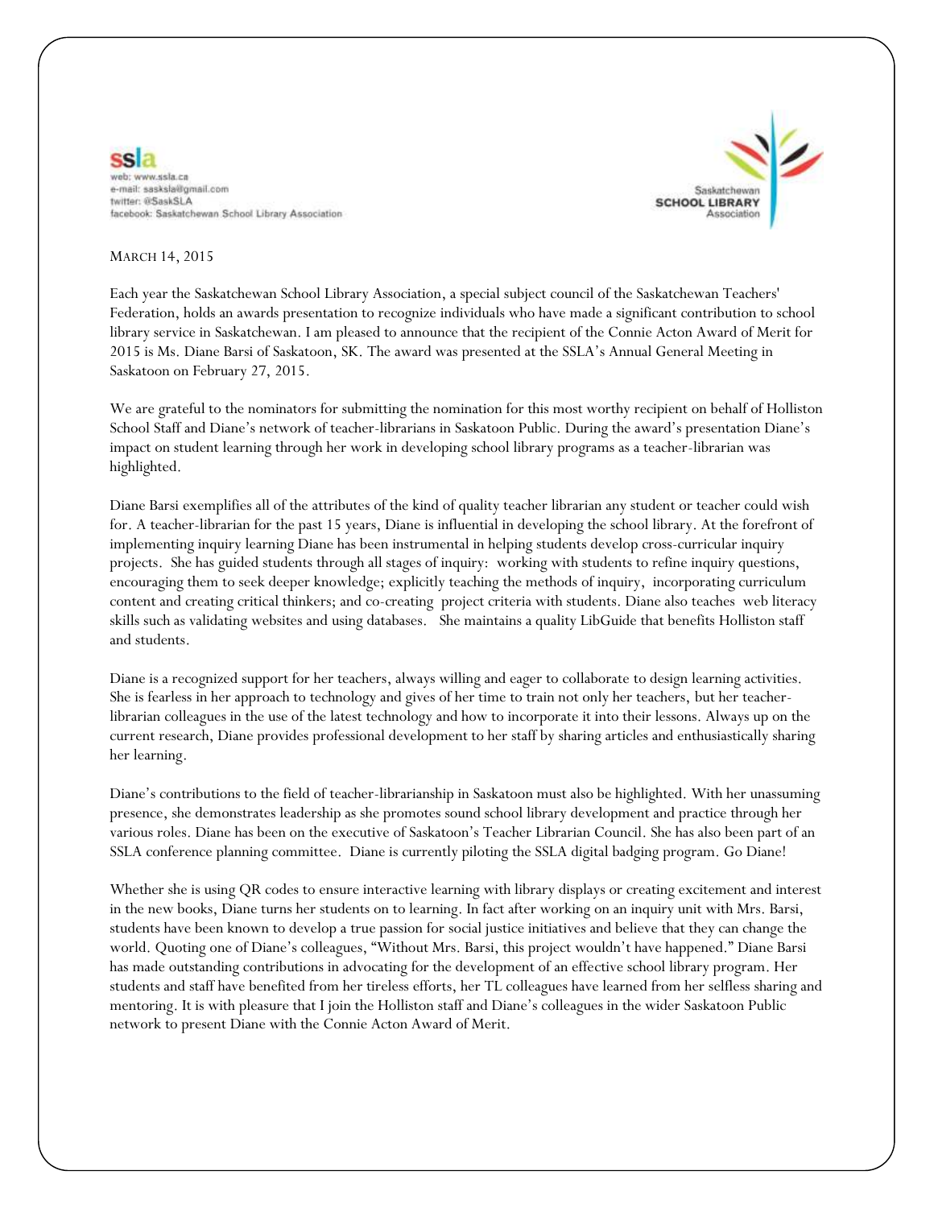ssla
web: www.ssla.ca
e-mail: sasksla@gmail.com
twitter: @SaskSLA
facebook: Saskatchewan School Library Association

Saskatchewan
SCHOOL LIBRARY
Association

MARCH 14, 2015

Each year the Saskatchewan School Library Association, a special subject council of the Saskatchewan Teachers' Federation, holds an awards presentation to recognize individuals who have made a significant contribution to school library service in Saskatchewan. I am pleased to announce that the recipient of the Connie Acton Award of Merit for 2015 is Ms. Diane Barsi of Saskatoon, SK. The award was presented at the SSLA's Annual General Meeting in Saskatoon on February 27, 2015.

We are grateful to the nominators for submitting the nomination for this most worthy recipient on behalf of Holliston School Staff and Diane's network of teacher-librarians in Saskatoon Public. During the award's presentation Diane's impact on student learning through her work in developing school library programs as a teacher-librarian was highlighted.

Diane Barsi exemplifies all of the attributes of the kind of quality teacher librarian any student or teacher could wish for. A teacher-librarian for the past 15 years, Diane is influential in developing the school library. At the forefront of implementing inquiry learning Diane has been instrumental in helping students develop cross-curricular inquiry projects. She has guided students through all stages of inquiry: working with students to refine inquiry questions, encouraging them to seek deeper knowledge; explicitly teaching the methods of inquiry, incorporating curriculum content and creating critical thinkers; and co-creating project criteria with students. Diane also teaches web literacy skills such as validating websites and using databases. She maintains a quality LibGuide that benefits Holliston staff and students.

Diane is a recognized support for her teachers, always willing and eager to collaborate to design learning activities. She is fearless in her approach to technology and gives of her time to train not only her teachers, but her teacher-librarian colleagues in the use of the latest technology and how to incorporate it into their lessons. Always up on the current research, Diane provides professional development to her staff by sharing articles and enthusiastically sharing her learning.

Diane's contributions to the field of teacher-librarianship in Saskatoon must also be highlighted. With her unassuming presence, she demonstrates leadership as she promotes sound school library development and practice through her various roles. Diane has been on the executive of Saskatoon's Teacher Librarian Council. She has also been part of an SSLA conference planning committee. Diane is currently piloting the SSLA digital badging program. Go Diane!

Whether she is using QR codes to ensure interactive learning with library displays or creating excitement and interest in the new books, Diane turns her students on to learning. In fact after working on an inquiry unit with Mrs. Barsi, students have been known to develop a true passion for social justice initiatives and believe that they can change the world. Quoting one of Diane's colleagues, "Without Mrs. Barsi, this project wouldn't have happened." Diane Barsi has made outstanding contributions in advocating for the development of an effective school library program. Her students and staff have benefited from her tireless efforts, her TL colleagues have learned from her selfless sharing and mentoring. It is with pleasure that I join the Holliston staff and Diane's colleagues in the wider Saskatoon Public network to present Diane with the Connie Acton Award of Merit.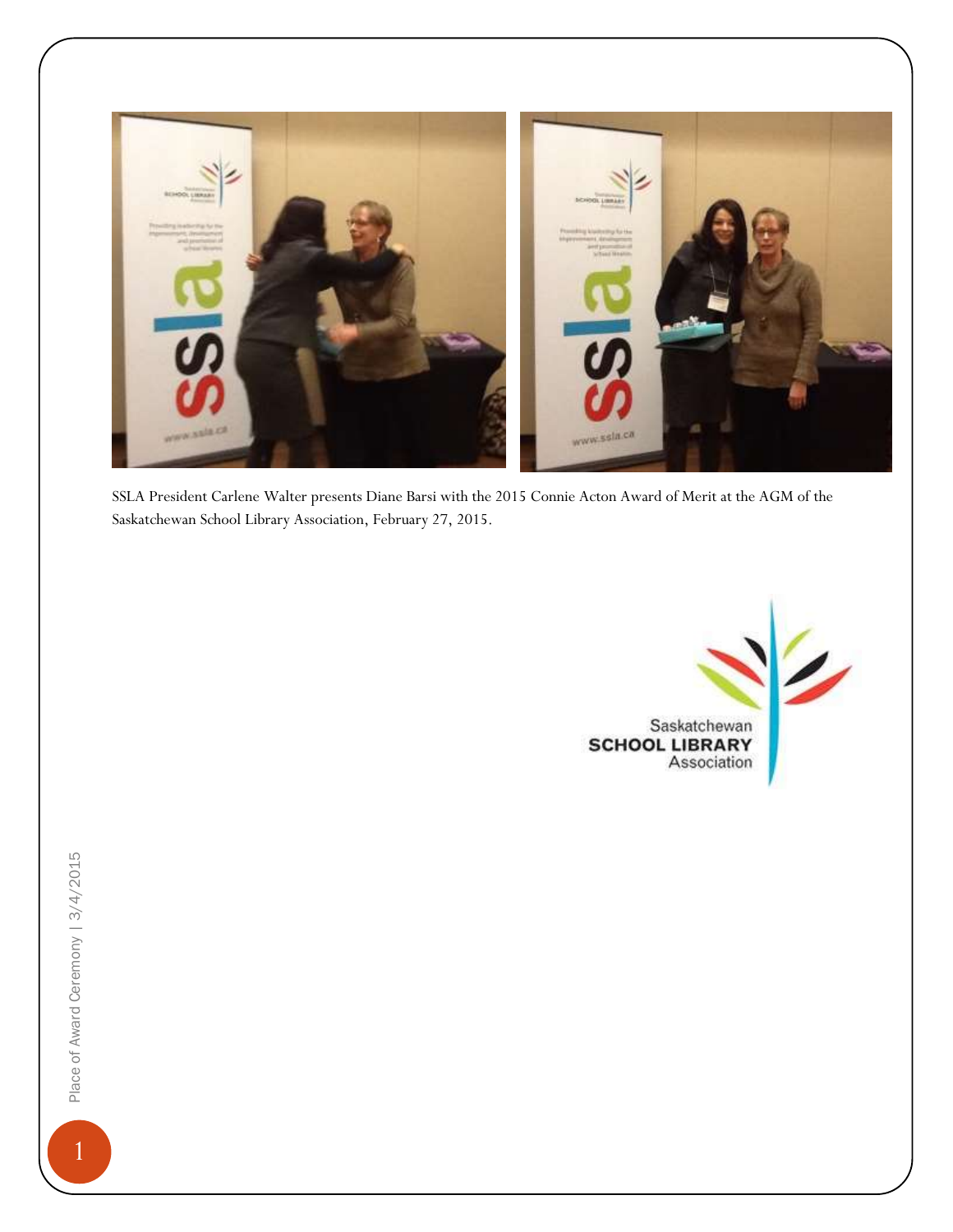SSLA President Carlene Walter presents Diane Barsi with the 2015 Connie Acton Award of Merit at the AGM of the Saskatchewan School Library Association, February 27, 2015.